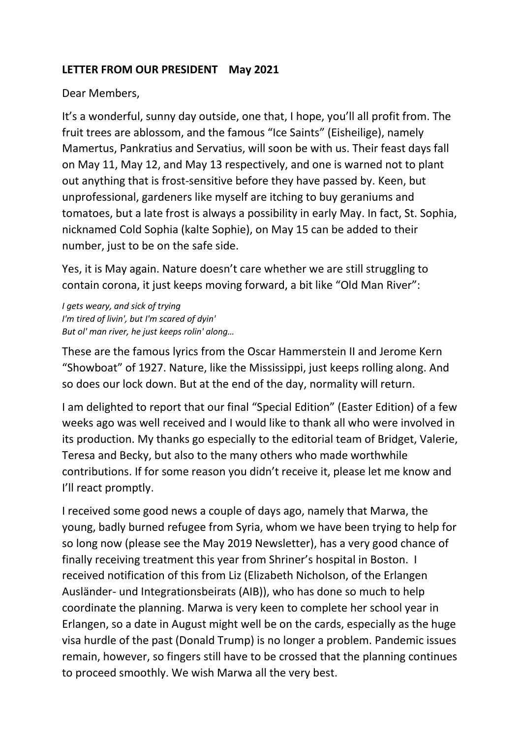**LETTER FROM OUR PRESIDENT May 2021**

Dear Members,

It's a wonderful, sunny day outside, one that, I hope, you'll all profit from. The fruit trees are ablossom, and the famous "Ice Saints" (Eisheilige), namely Mamertus, Pankratius and Servatius, will soon be with us. Their feast days fall on May 11, May 12, and May 13 respectively, and one is warned not to plant out anything that is frost-sensitive before they have passed by. Keen, but unprofessional, gardeners like myself are itching to buy geraniums and tomatoes, but a late frost is always a possibility in early May. In fact, St. Sophia, nicknamed Cold Sophia (kalte Sophie), on May 15 can be added to their number, just to be on the safe side.

Yes, it is May again. Nature doesn't care whether we are still struggling to contain corona, it just keeps moving forward, a bit like "Old Man River":

*I gets weary, and sick of trying*
*I'm tired of livin', but I'm scared of dyin'*
*But ol' man river, he just keeps rolin' along…*

These are the famous lyrics from the Oscar Hammerstein II and Jerome Kern "Showboat" of 1927. Nature, like the Mississippi, just keeps rolling along. And so does our lock down. But at the end of the day, normality will return.

I am delighted to report that our final "Special Edition" (Easter Edition) of a few weeks ago was well received and I would like to thank all who were involved in its production. My thanks go especially to the editorial team of Bridget, Valerie, Teresa and Becky, but also to the many others who made worthwhile contributions. If for some reason you didn't receive it, please let me know and I'll react promptly.

I received some good news a couple of days ago, namely that Marwa, the young, badly burned refugee from Syria, whom we have been trying to help for so long now (please see the May 2019 Newsletter), has a very good chance of finally receiving treatment this year from Shriner's hospital in Boston. I received notification of this from Liz (Elizabeth Nicholson, of the Erlangen Ausländer- und Integrationsbeirats (AIB)), who has done so much to help coordinate the planning. Marwa is very keen to complete her school year in Erlangen, so a date in August might well be on the cards, especially as the huge visa hurdle of the past (Donald Trump) is no longer a problem. Pandemic issues remain, however, so fingers still have to be crossed that the planning continues to proceed smoothly. We wish Marwa all the very best.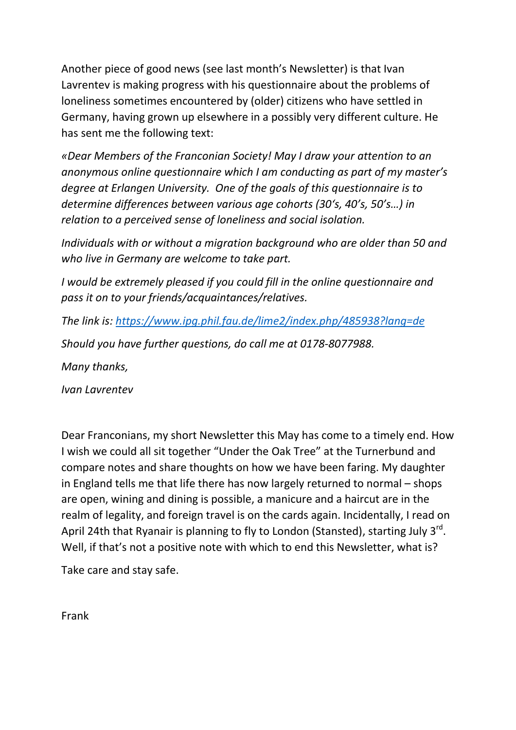Another piece of good news (see last month's Newsletter) is that Ivan Lavrentev is making progress with his questionnaire about the problems of loneliness sometimes encountered by (older) citizens who have settled in Germany, having grown up elsewhere in a possibly very different culture. He has sent me the following text:

*«Dear Members of the Franconian Society! May I draw your attention to an anonymous online questionnaire which I am conducting as part of my master's degree at Erlangen University. One of the goals of this questionnaire is to determine differences between various age cohorts (30's, 40's, 50's…) in relation to a perceived sense of loneliness and social isolation.*

*Individuals with or without a migration background who are older than 50 and who live in Germany are welcome to take part.*

*I would be extremely pleased if you could fill in the online questionnaire and pass it on to your friends/acquaintances/relatives.*

*The link is: [https://www.ipg.phil.fau.de/lime2/index.php/485938?lang=de](https://www.ipg.phil.fau.de/lime2/index.php/485938?lang=de)*

*Should you have further questions, do call me at 0178-8077988.*

*Many thanks,*

*Ivan Lavrentev*

Dear Franconians, my short Newsletter this May has come to a timely end. How I wish we could all sit together "Under the Oak Tree" at the Turnerbund and compare notes and share thoughts on how we have been faring. My daughter in England tells me that life there has now largely returned to normal – shops are open, wining and dining is possible, a manicure and a haircut are in the realm of legality, and foreign travel is on the cards again. Incidentally, I read on April 24th that Ryanair is planning to fly to London (Stansted), starting July 3rd. Well, if that's not a positive note with which to end this Newsletter, what is?

Take care and stay safe.

Frank